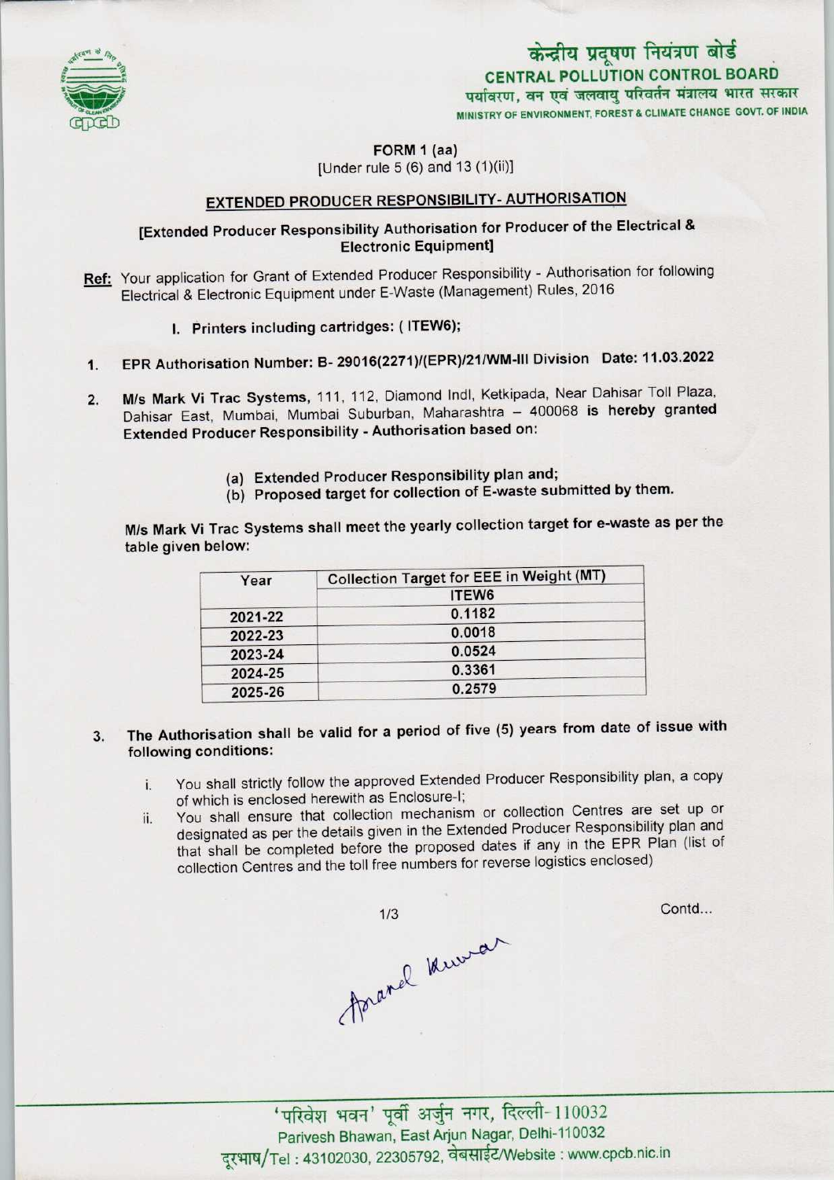केन्द्रीय प्रदूषण नियंत्रण बोर्ड
**CENTRAL POLLUTION CONTROL BOARD**
पर्यावरण, वन एवं जलवायु परिवर्तन मंत्रालय भारत सरकार
MINISTRY OF ENVIRONMENT, FOREST & CLIMATE CHANGE GOVT. OF INDIA

**FORM 1 (aa)**
[Under rule 5 (6) and 13 (1)(ii)]

## EXTENDED PRODUCER RESPONSIBILITY- AUTHORISATION

**[Extended Producer Responsibility Authorisation for Producer of the Electrical & Electronic Equipment]**

**Ref:** Your application for Grant of Extended Producer Responsibility - Authorisation for following Electrical & Electronic Equipment under E-Waste (Management) Rules, 2016

I. **Printers including cartridges: ( ITEW6);**

1. **EPR Authorisation Number: B- 29016(2271)/(EPR)/21/WM-III Division Date: 11.03.2022**

2. **M/s Mark Vi Trac Systems,** 111, 112, Diamond Indl, Ketkipada, Near Dahisar Toll Plaza, Dahisar East, Mumbai, Mumbai Suburban, Maharashtra – 400068 **is hereby granted Extended Producer Responsibility - Authorisation based on:**

   (a) **Extended Producer Responsibility plan and;**
   (b) **Proposed target for collection of E-waste submitted by them.**

**M/s Mark Vi Trac Systems shall meet the yearly collection target for e-waste as per the table given below:**

| Year | Collection Target for EEE in Weight (MT) |
|---|---|
| | ITEW6 |
| 2021-22 | 0.1182 |
| 2022-23 | 0.0018 |
| 2023-24 | 0.0524 |
| 2024-25 | 0.3361 |
| 2025-26 | 0.2579 |

3. **The Authorisation shall be valid for a period of five (5) years from date of issue with following conditions:**

   i. You shall strictly follow the approved Extended Producer Responsibility plan, a copy of which is enclosed herewith as Enclosure-I;
   ii. You shall ensure that collection mechanism or collection Centres are set up or designated as per the details given in the Extended Producer Responsibility plan and that shall be completed before the proposed dates if any in the EPR Plan (list of collection Centres and the toll free numbers for reverse logistics enclosed)

Contd...

Anand Kumar

'परिवेश भवन' पूर्वी अर्जुन नगर, दिल्ली-110032
Parivesh Bhawan, East Arjun Nagar, Delhi-110032
दूरभाष/Tel : 43102030, 22305792, वेबसाईट/Website : www.cpcb.nic.in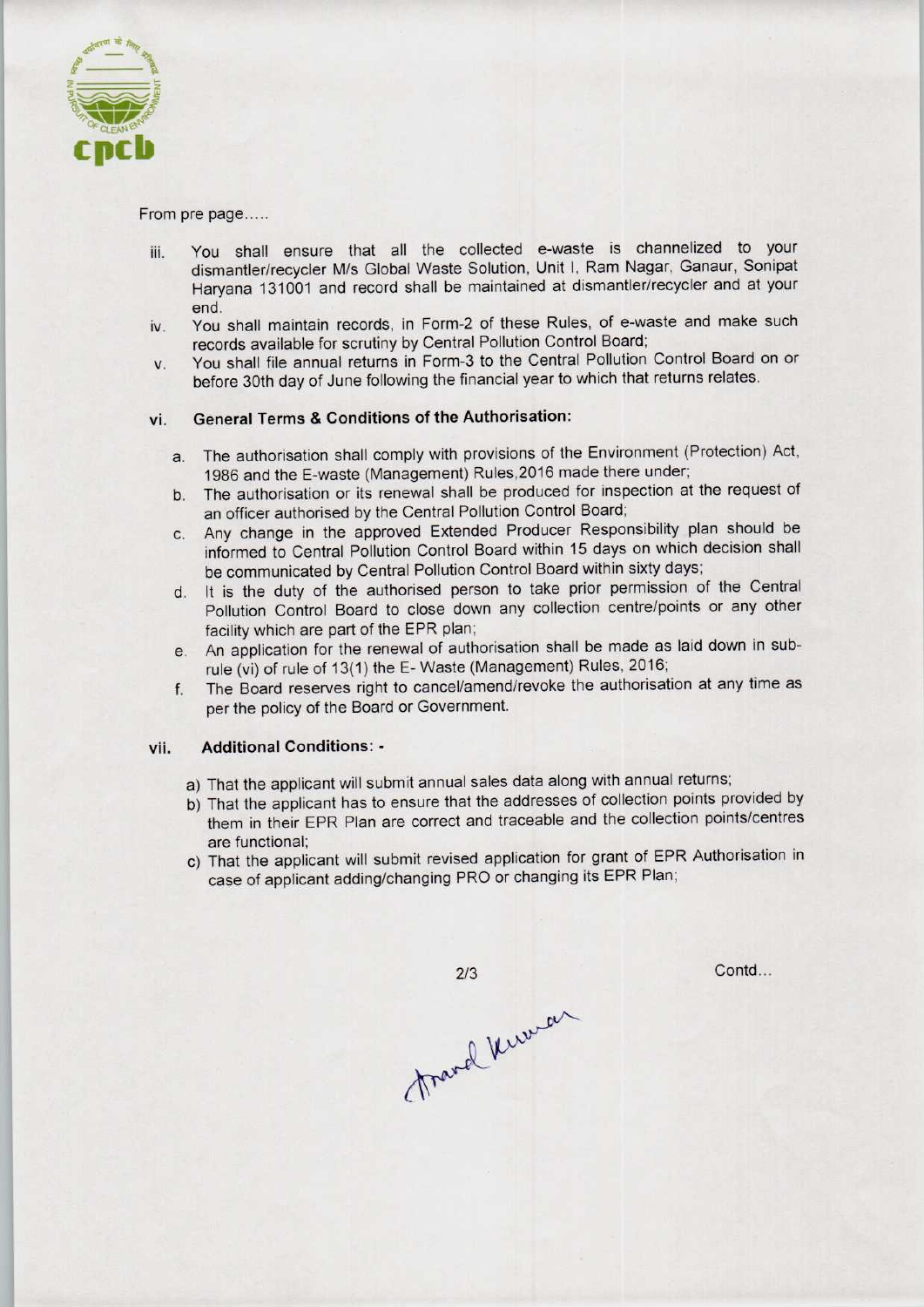From pre page.....

iii. You shall ensure that all the collected e-waste is channelized to your dismantler/recycler M/s Global Waste Solution, Unit I, Ram Nagar, Ganaur, Sonipat Haryana 131001 and record shall be maintained at dismantler/recycler and at your end.

iv. You shall maintain records, in Form-2 of these Rules, of e-waste and make such records available for scrutiny by Central Pollution Control Board;

v. You shall file annual returns in Form-3 to the Central Pollution Control Board on or before 30th day of June following the financial year to which that returns relates.

vi. **General Terms & Conditions of the Authorisation:**

a. The authorisation shall comply with provisions of the Environment (Protection) Act, 1986 and the E-waste (Management) Rules,2016 made there under;

b. The authorisation or its renewal shall be produced for inspection at the request of an officer authorised by the Central Pollution Control Board;

c. Any change in the approved Extended Producer Responsibility plan should be informed to Central Pollution Control Board within 15 days on which decision shall be communicated by Central Pollution Control Board within sixty days;

d. It is the duty of the authorised person to take prior permission of the Central Pollution Control Board to close down any collection centre/points or any other facility which are part of the EPR plan;

e. An application for the renewal of authorisation shall be made as laid down in sub-rule (vi) of rule of 13(1) the E- Waste (Management) Rules, 2016;

f. The Board reserves right to cancel/amend/revoke the authorisation at any time as per the policy of the Board or Government.

vii. **Additional Conditions: -**

a) That the applicant will submit annual sales data along with annual returns;

b) That the applicant has to ensure that the addresses of collection points provided by them in their EPR Plan are correct and traceable and the collection points/centres are functional;

c) That the applicant will submit revised application for grant of EPR Authorisation in case of applicant adding/changing PRO or changing its EPR Plan;

Contd...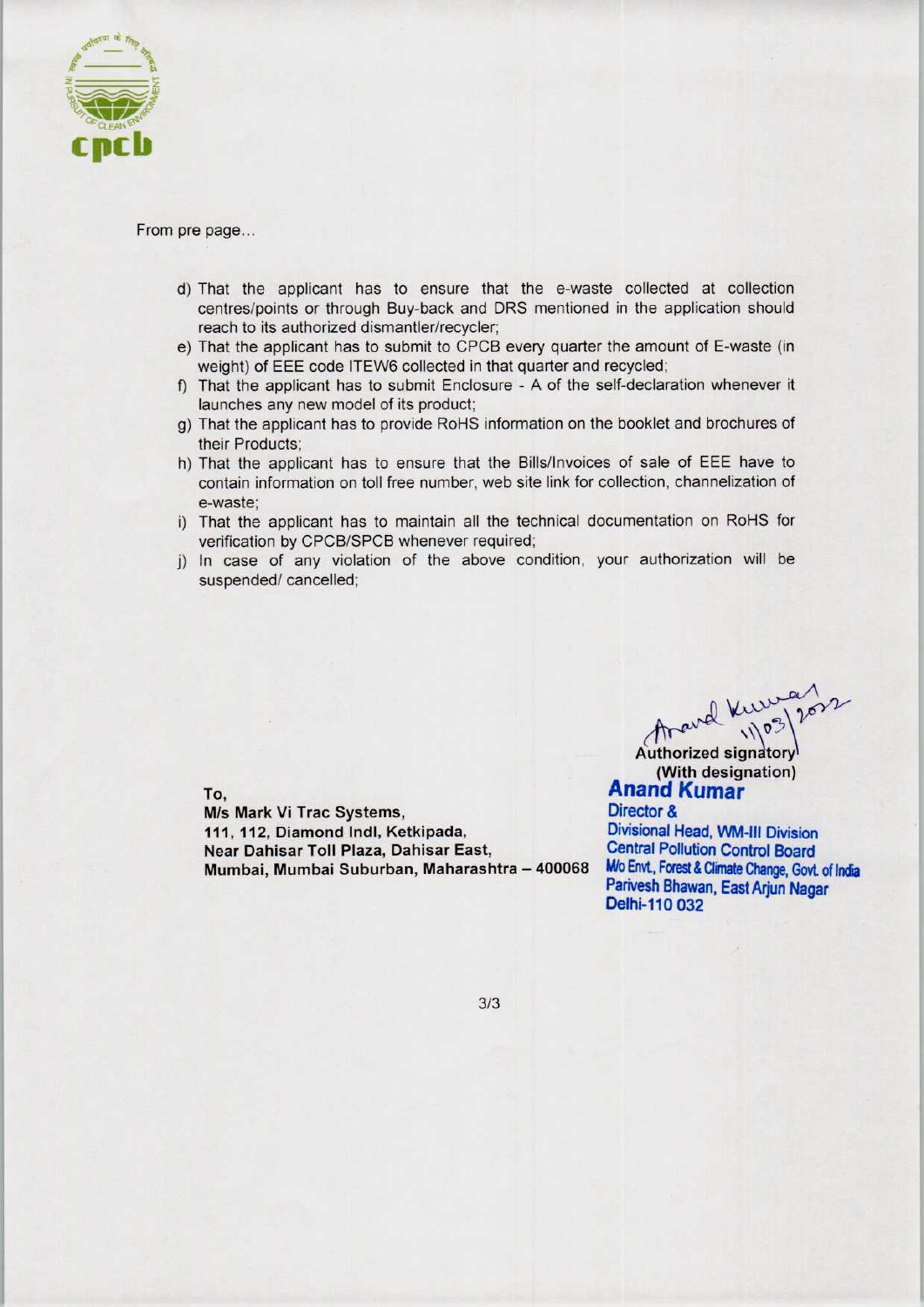From pre page...

d) That the applicant has to ensure that the e-waste collected at collection centres/points or through Buy-back and DRS mentioned in the application should reach to its authorized dismantler/recycler;
e) That the applicant has to submit to CPCB every quarter the amount of E-waste (in weight) of EEE code ITEW6 collected in that quarter and recycled;
f) That the applicant has to submit Enclosure - A of the self-declaration whenever it launches any new model of its product;
g) That the applicant has to provide RoHS information on the booklet and brochures of their Products;
h) That the applicant has to ensure that the Bills/Invoices of sale of EEE have to contain information on toll free number, web site link for collection, channelization of e-waste;
i) That the applicant has to maintain all the technical documentation on RoHS for verification by CPCB/SPCB whenever required;
j) In case of any violation of the above condition, your authorization will be suspended/ cancelled;

Anand Kumar 11/03/2022

Authorized signatory
(With designation)

**Anand Kumar**
Director &
Divisional Head, WM-III Division
Central Pollution Control Board
M/o Envt., Forest & Climate Change, Govt. of India
Parivesh Bhawan, East Arjun Nagar
Delhi-110 032

To,
**M/s Mark Vi Trac Systems,**
**111, 112, Diamond Indl, Ketkipada,**
**Near Dahisar Toll Plaza, Dahisar East,**
**Mumbai, Mumbai Suburban, Maharashtra – 400068**